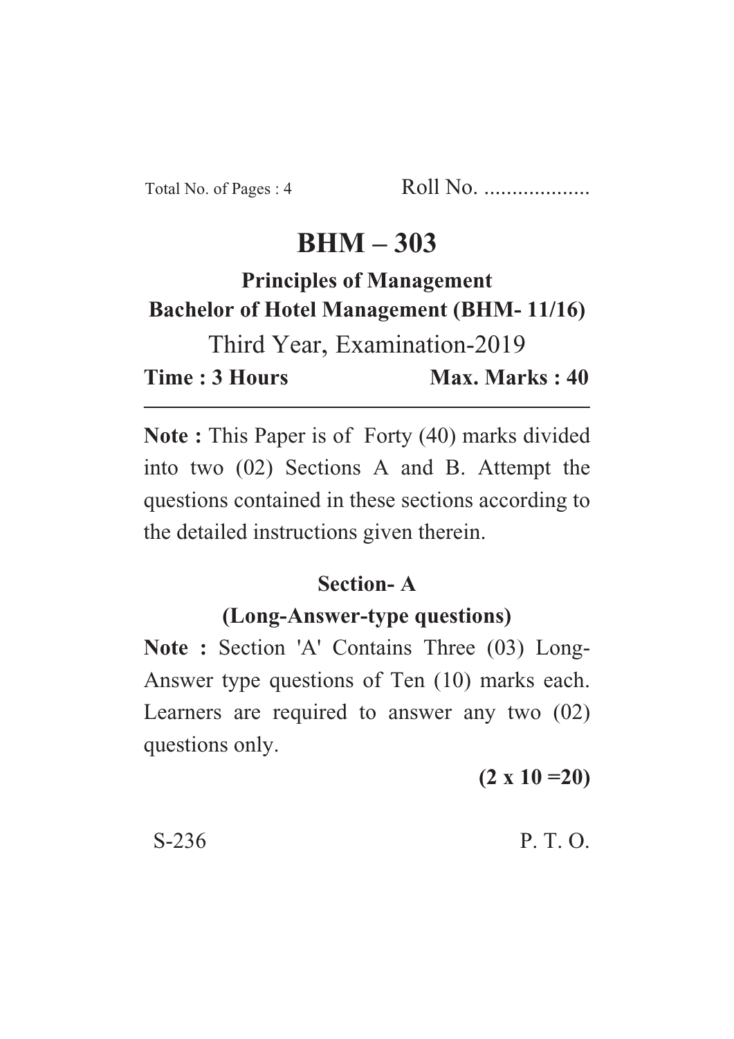Total No. of Pages : 4 Roll No. ...................

# BHM – 303

**Principles of Management**

**Bachelor of Hotel Management (BHM- 11/16)**

Third Year, Examination-2019

**Time : 3 Hours** **Max. Marks : 40**

---

**Note :** This Paper is of Forty (40) marks divided into two (02) Sections A and B. Attempt the questions contained in these sections according to the detailed instructions given therein.

## Section- A

### (Long-Answer-type questions)

**Note :** Section 'A' Contains Three (03) Long-Answer type questions of Ten (10) marks each. Learners are required to answer any two (02) questions only.

**(2 x 10 =20)**

S-236 P. T. O.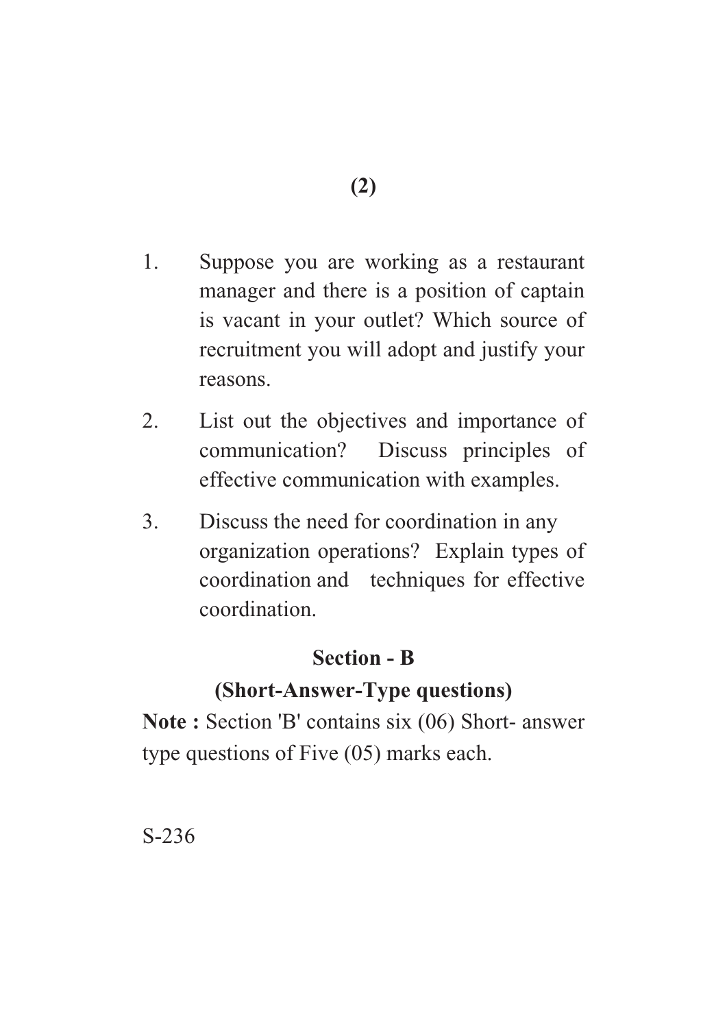1. Suppose you are working as a restaurant manager and there is a position of captain is vacant in your outlet? Which source of recruitment you will adopt and justify your reasons.
2. List out the objectives and importance of communication? Discuss principles of effective communication with examples.
3. Discuss the need for coordination in any organization operations? Explain types of coordination and techniques for effective coordination.

## Section - B

### (Short-Answer-Type questions)

**Note :** Section 'B' contains six (06) Short- answer type questions of Five (05) marks each.

S-236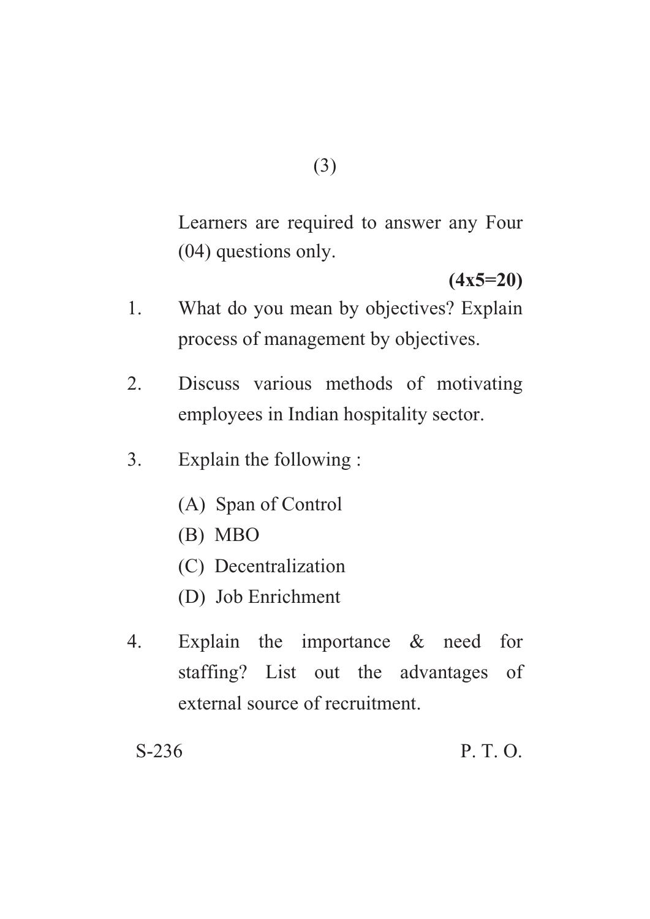Learners are required to answer any Four (04) questions only.

**(4x5=20)**

1. What do you mean by objectives? Explain process of management by objectives.

2. Discuss various methods of motivating employees in Indian hospitality sector.

3. Explain the following :

   (A) Span of Control

   (B) MBO

   (C) Decentralization

   (D) Job Enrichment

4. Explain the importance & need for staffing? List out the advantages of external source of recruitment.

S-236 P. T. O.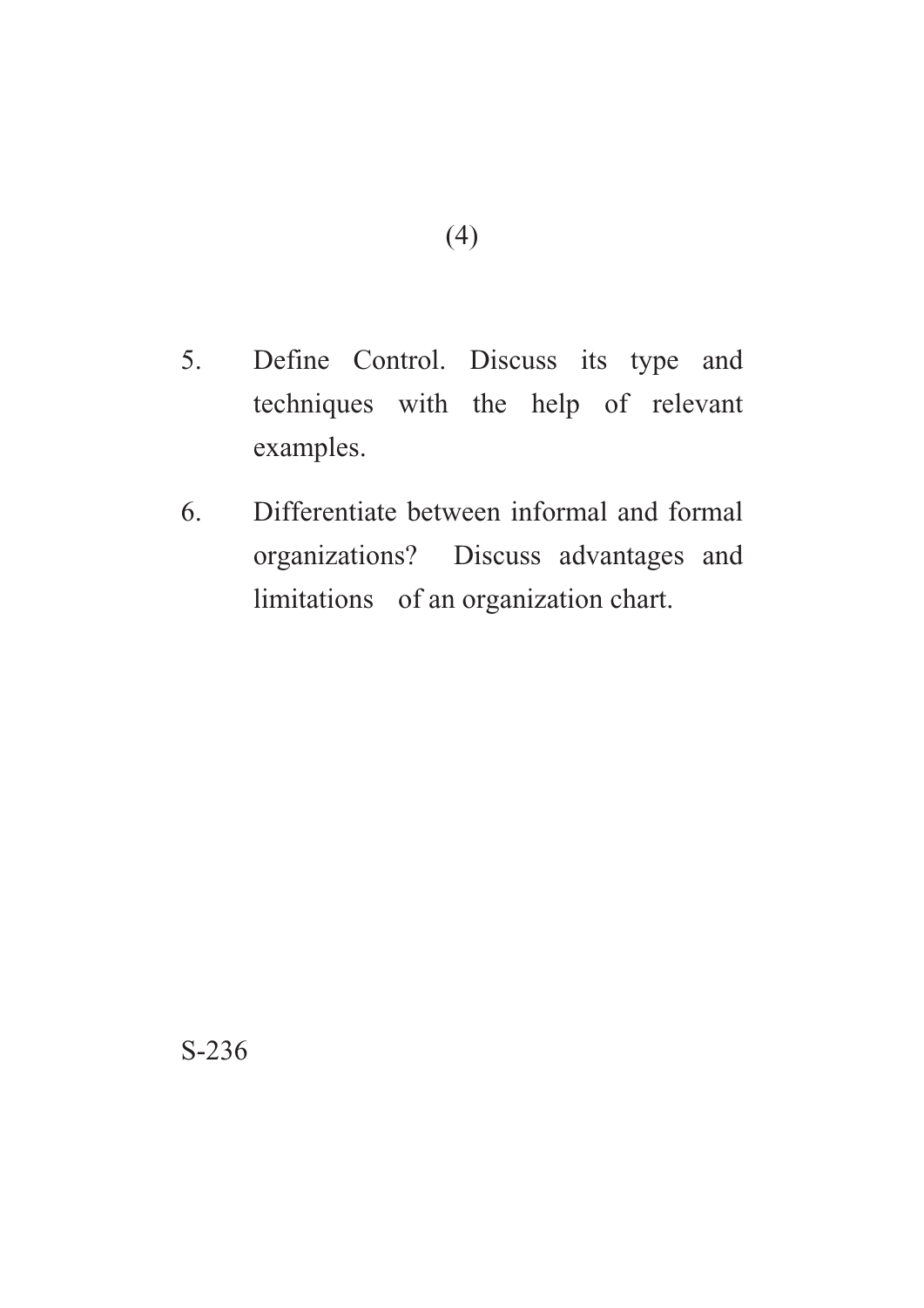5. Define Control. Discuss its type and techniques with the help of relevant examples.

6. Differentiate between informal and formal organizations? Discuss advantages and limitations of an organization chart.

S-236